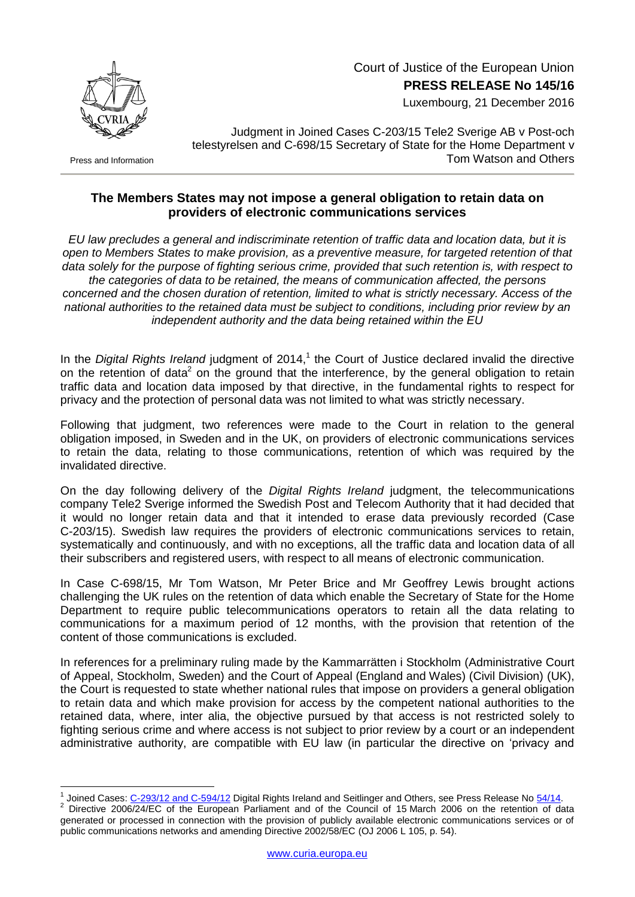Court of Justice of the European Union
**PRESS RELEASE No 145/16**
Luxembourg, 21 December 2016

Press and Information

Judgment in Joined Cases C-203/15 Tele2 Sverige AB v Post-och telestyrelsen and C-698/15 Secretary of State for the Home Department v Tom Watson and Others

## The Members States may not impose a general obligation to retain data on providers of electronic communications services

*EU law precludes a general and indiscriminate retention of traffic data and location data, but it is open to Members States to make provision, as a preventive measure, for targeted retention of that data solely for the purpose of fighting serious crime, provided that such retention is, with respect to the categories of data to be retained, the means of communication affected, the persons concerned and the chosen duration of retention, limited to what is strictly necessary. Access of the national authorities to the retained data must be subject to conditions, including prior review by an independent authority and the data being retained within the EU*

In the *Digital Rights Ireland* judgment of 2014,[1] the Court of Justice declared invalid the directive on the retention of data[2] on the ground that the interference, by the general obligation to retain traffic data and location data imposed by that directive, in the fundamental rights to respect for privacy and the protection of personal data was not limited to what was strictly necessary.

Following that judgment, two references were made to the Court in relation to the general obligation imposed, in Sweden and in the UK, on providers of electronic communications services to retain the data, relating to those communications, retention of which was required by the invalidated directive.

On the day following delivery of the *Digital Rights Ireland* judgment, the telecommunications company Tele2 Sverige informed the Swedish Post and Telecom Authority that it had decided that it would no longer retain data and that it intended to erase data previously recorded (Case C-203/15). Swedish law requires the providers of electronic communications services to retain, systematically and continuously, and with no exceptions, all the traffic data and location data of all their subscribers and registered users, with respect to all means of electronic communication.

In Case C-698/15, Mr Tom Watson, Mr Peter Brice and Mr Geoffrey Lewis brought actions challenging the UK rules on the retention of data which enable the Secretary of State for the Home Department to require public telecommunications operators to retain all the data relating to communications for a maximum period of 12 months, with the provision that retention of the content of those communications is excluded.

In references for a preliminary ruling made by the Kammarrätten i Stockholm (Administrative Court of Appeal, Stockholm, Sweden) and the Court of Appeal (England and Wales) (Civil Division) (UK), the Court is requested to state whether national rules that impose on providers a general obligation to retain data and which make provision for access by the competent national authorities to the retained data, where, inter alia, the objective pursued by that access is not restricted solely to fighting serious crime and where access is not subject to prior review by a court or an independent administrative authority, are compatible with EU law (in particular the directive on 'privacy and

[1] Joined Cases: C-293/12 and C-594/12 Digital Rights Ireland and Seitlinger and Others, see Press Release No 54/14.

[2] Directive 2006/24/EC of the European Parliament and of the Council of 15 March 2006 on the retention of data generated or processed in connection with the provision of publicly available electronic communications services or of public communications networks and amending Directive 2002/58/EC (OJ 2006 L 105, p. 54).

www.curia.europa.eu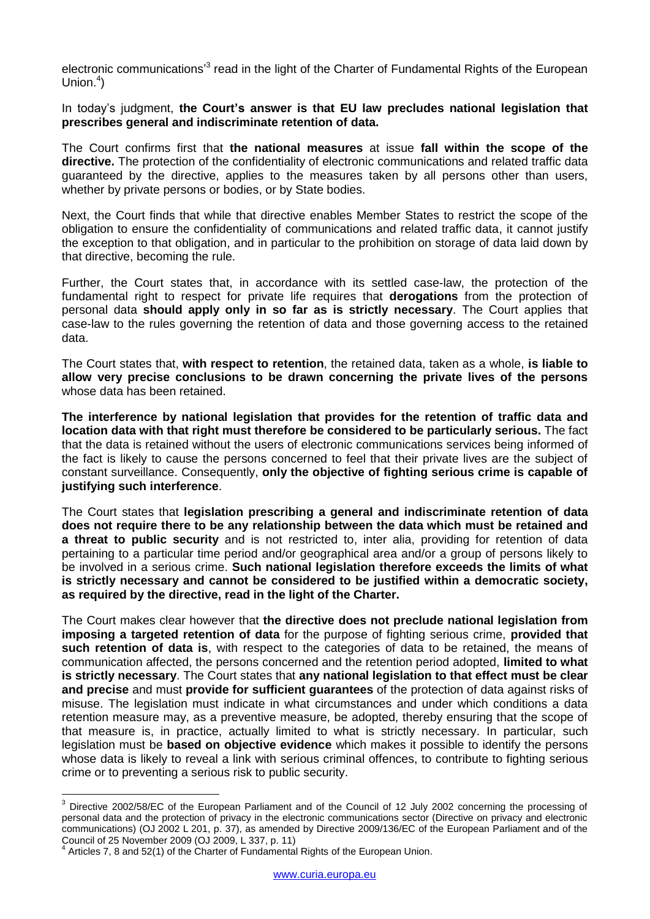electronic communications'[3] read in the light of the Charter of Fundamental Rights of the European Union.[4])

In today's judgment, **the Court's answer is that EU law precludes national legislation that prescribes general and indiscriminate retention of data.**

The Court confirms first that **the national measures** at issue **fall within the scope of the directive.** The protection of the confidentiality of electronic communications and related traffic data guaranteed by the directive, applies to the measures taken by all persons other than users, whether by private persons or bodies, or by State bodies.

Next, the Court finds that while that directive enables Member States to restrict the scope of the obligation to ensure the confidentiality of communications and related traffic data, it cannot justify the exception to that obligation, and in particular to the prohibition on storage of data laid down by that directive, becoming the rule.

Further, the Court states that, in accordance with its settled case-law, the protection of the fundamental right to respect for private life requires that **derogations** from the protection of personal data **should apply only in so far as is strictly necessary**. The Court applies that case-law to the rules governing the retention of data and those governing access to the retained data.

The Court states that, **with respect to retention**, the retained data, taken as a whole, **is liable to allow very precise conclusions to be drawn concerning the private lives of the persons** whose data has been retained.

**The interference by national legislation that provides for the retention of traffic data and location data with that right must therefore be considered to be particularly serious.** The fact that the data is retained without the users of electronic communications services being informed of the fact is likely to cause the persons concerned to feel that their private lives are the subject of constant surveillance. Consequently, **only the objective of fighting serious crime is capable of justifying such interference**.

The Court states that **legislation prescribing a general and indiscriminate retention of data does not require there to be any relationship between the data which must be retained and a threat to public security** and is not restricted to, inter alia, providing for retention of data pertaining to a particular time period and/or geographical area and/or a group of persons likely to be involved in a serious crime. **Such national legislation therefore exceeds the limits of what is strictly necessary and cannot be considered to be justified within a democratic society, as required by the directive, read in the light of the Charter.**

The Court makes clear however that **the directive does not preclude national legislation from imposing a targeted retention of data** for the purpose of fighting serious crime, **provided that such retention of data is**, with respect to the categories of data to be retained, the means of communication affected, the persons concerned and the retention period adopted, **limited to what is strictly necessary**. The Court states that **any national legislation to that effect must be clear and precise** and must **provide for sufficient guarantees** of the protection of data against risks of misuse. The legislation must indicate in what circumstances and under which conditions a data retention measure may, as a preventive measure, be adopted, thereby ensuring that the scope of that measure is, in practice, actually limited to what is strictly necessary. In particular, such legislation must be **based on objective evidence** which makes it possible to identify the persons whose data is likely to reveal a link with serious criminal offences, to contribute to fighting serious crime or to preventing a serious risk to public security.

---

[3] Directive 2002/58/EC of the European Parliament and of the Council of 12 July 2002 concerning the processing of personal data and the protection of privacy in the electronic communications sector (Directive on privacy and electronic communications) (OJ 2002 L 201, p. 37), as amended by Directive 2009/136/EC of the European Parliament and of the Council of 25 November 2009 (OJ 2009, L 337, p. 11)

[4] Articles 7, 8 and 52(1) of the Charter of Fundamental Rights of the European Union.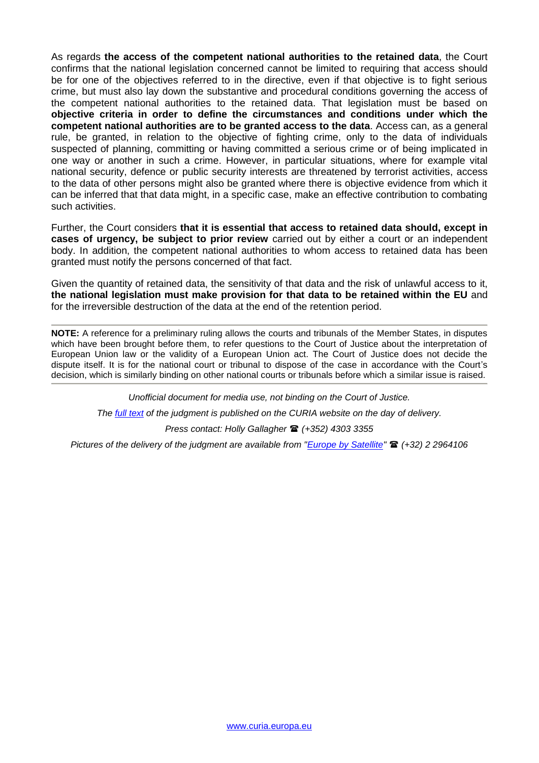As regards **the access of the competent national authorities to the retained data**, the Court confirms that the national legislation concerned cannot be limited to requiring that access should be for one of the objectives referred to in the directive, even if that objective is to fight serious crime, but must also lay down the substantive and procedural conditions governing the access of the competent national authorities to the retained data. That legislation must be based on **objective criteria in order to define the circumstances and conditions under which the competent national authorities are to be granted access to the data**. Access can, as a general rule, be granted, in relation to the objective of fighting crime, only to the data of individuals suspected of planning, committing or having committed a serious crime or of being implicated in one way or another in such a crime. However, in particular situations, where for example vital national security, defence or public security interests are threatened by terrorist activities, access to the data of other persons might also be granted where there is objective evidence from which it can be inferred that that data might, in a specific case, make an effective contribution to combating such activities.

Further, the Court considers **that it is essential that access to retained data should, except in cases of urgency, be subject to prior review** carried out by either a court or an independent body. In addition, the competent national authorities to whom access to retained data has been granted must notify the persons concerned of that fact.

Given the quantity of retained data, the sensitivity of that data and the risk of unlawful access to it, **the national legislation must make provision for that data to be retained within the EU** and for the irreversible destruction of the data at the end of the retention period.

---

**NOTE:** A reference for a preliminary ruling allows the courts and tribunals of the Member States, in disputes which have been brought before them, to refer questions to the Court of Justice about the interpretation of European Union law or the validity of a European Union act. The Court of Justice does not decide the dispute itself. It is for the national court or tribunal to dispose of the case in accordance with the Court's decision, which is similarly binding on other national courts or tribunals before which a similar issue is raised.

---

*Unofficial document for media use, not binding on the Court of Justice.*

*The full text of the judgment is published on the CURIA website on the day of delivery.*

*Press contact: Holly Gallagher ☎ (+352) 4303 3355*

*Pictures of the delivery of the judgment are available from "Europe by Satellite" ☎ (+32) 2 2964106*

www.curia.europa.eu